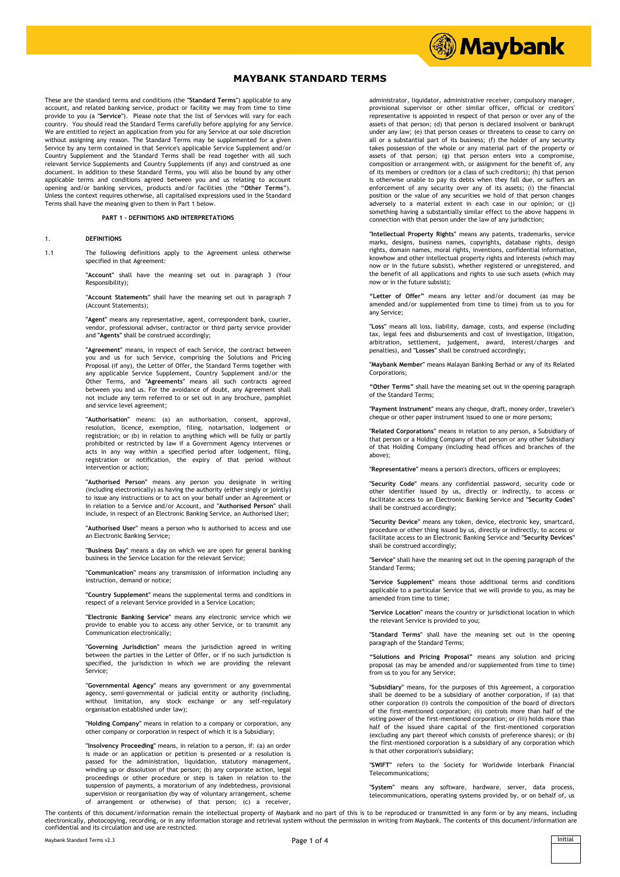# MAYBANK STANDARD TERMS

These are the standard terms and conditions (the "**Standard Terms**") applicable to any account, and related banking service, product or facility we may from time to time provide to you (a "**Service**"). Please note that the list of Services will vary for each country. You should read the Standard Terms carefully before applying for any Service. We are entitled to reject an application from you for any Service at our sole discretion without assigning any reason. The Standard Terms may be supplemented for a given Service by any term contained in that Service's applicable Service Supplement and/or Country Supplement and the Standard Terms shall be read together with all such relevant Service Supplements and Country Supplements (if any) and construed as one document. In addition to these Standard Terms, you will also be bound by any other applicable terms and conditions agreed between you and us relating to account opening and/or banking services, products and/or facilities (the "**Other Terms**"). Unless the context requires otherwise, all capitalised expressions used in the Standard Terms shall have the meaning given to them in Part 1 below.

## PART 1 – DEFINITIONS AND INTERPRETATIONS

### 1. DEFINITIONS

1.1 The following definitions apply to the Agreement unless otherwise specified in that Agreement:

"**Account**" shall have the meaning set out in paragraph 3 (Your Responsibility);

"**Account Statements**" shall have the meaning set out in paragraph 7 (Account Statements);

"**Agent**" means any representative, agent, correspondent bank, courier, vendor, professional adviser, contractor or third party service provider and "**Agents**" shall be construed accordingly;

"**Agreement**" means, in respect of each Service, the contract between you and us for such Service, comprising the Solutions and Pricing Proposal (if any), the Letter of Offer, the Standard Terms together with any applicable Service Supplement, Country Supplement and/or the Other Terms, and "**Agreements**" means all such contracts agreed between you and us. For the avoidance of doubt, any Agreement shall not include any term referred to or set out in any brochure, pamphlet and service level agreement;

"**Authorisation**" means: (a) an authorisation, consent, approval, resolution, licence, exemption, filing, notarisation, lodgement or registration; or (b) in relation to anything which will be fully or partly prohibited or restricted by law if a Government Agency intervenes or acts in any way within a specified period after lodgement, filing, registration or notification, the expiry of that period without intervention or action;

"**Authorised Person**" means any person you designate in writing (including electronically) as having the authority (either singly or jointly) to issue any instructions or to act on your behalf under an Agreement or in relation to a Service and/or Account, and "**Authorised Person**" shall include, in respect of an Electronic Banking Service, an Authorised User;

"**Authorised User**" means a person who is authorised to access and use an Electronic Banking Service;

"**Business Day**" means a day on which we are open for general banking business in the Service Location for the relevant Service;

"**Communication**" means any transmission of information including any instruction, demand or notice;

"**Country Supplement**" means the supplemental terms and conditions in respect of a relevant Service provided in a Service Location;

"**Electronic Banking Service**" means any electronic service which we provide to enable you to access any other Service, or to transmit any Communication electronically;

"**Governing Jurisdiction**" means the jurisdiction agreed in writing between the parties in the Letter of Offer, or if no such jurisdiction is specified, the jurisdiction in which we are providing the relevant Service;

"**Governmental Agency**" means any government or any governmental agency, semi-governmental or judicial entity or authority (including, without limitation, any stock exchange or any self-regulatory organisation established under law);

"**Holding Company**" means in relation to a company or corporation, any other company or corporation in respect of which it is a Subsidiary;

"**Insolvency Proceeding**" means, in relation to a person, if: (a) an order is made or an application or petition is presented or a resolution is passed for the administration, liquidation, statutory management, winding up or dissolution of that person; (b) any corporate action, legal proceedings or other procedure or step is taken in relation to the suspension of payments, a moratorium of any indebtedness, provisional supervision or reorganisation (by way of voluntary arrangement, scheme of arrangement or otherwise) of that person; (c) a receiver, administrator, liquidator, administrative receiver, compulsory manager, provisional supervisor or other similar officer, official or creditors' representative is appointed in respect of that person or over any of the assets of that person; (d) that person is declared insolvent or bankrupt under any law; (e) that person ceases or threatens to cease to carry on all or a substantial part of its business; (f) the holder of any security takes possession of the whole or any material part of the property or assets of that person; (g) that person enters into a compromise, composition or arrangement with, or assignment for the benefit of, any of its members or creditors (or a class of such creditors); (h) that person is otherwise unable to pay its debts when they fall due, or suffers an enforcement of any security over any of its assets; (i) the financial position or the value of any securities we hold of that person changes adversely to a material extent in each case in our opinion; or (j) something having a substantially similar effect to the above happens in connection with that person under the law of any jurisdiction;

"**Intellectual Property Rights**" means any patents, trademarks, service marks, designs, business names, copyrights, database rights, design rights, domain names, moral rights, inventions, confidential information, knowhow and other intellectual property rights and interests (which may now or in the future subsist), whether registered or unregistered, and the benefit of all applications and rights to use such assets (which may now or in the future subsist);

"**Letter of Offer**" means any letter and/or document (as may be amended and/or supplemented from time to time) from us to you for any Service;

"**Loss**" means all loss, liability, damage, costs, and expense (including tax, legal fees and disbursements and cost of investigation, litigation, arbitration, settlement, judgement, award, interest/charges and penalties), and "**Losses**" shall be construed accordingly;

"**Maybank Member**" means Malayan Banking Berhad or any of its Related Corporations;

"**Other Terms**" shall have the meaning set out in the opening paragraph of the Standard Terms;

"**Payment Instrument**" means any cheque, draft, money order, traveler's cheque or other paper instrument issued to one or more persons;

"**Related Corporations**" means in relation to any person, a Subsidiary of that person or a Holding Company of that person or any other Subsidiary of that Holding Company (including head offices and branches of the above);

"**Representative**" means a person's directors, officers or employees;

"**Security Code**" means any confidential password, security code or other identifier issued by us, directly or indirectly, to access or facilitate access to an Electronic Banking Service and "**Security Codes**" shall be construed accordingly;

"**Security Device**" means any token, device, electronic key, smartcard, procedure or other thing issued by us, directly or indirectly, to access or facilitate access to an Electronic Banking Service and "**Security Devices**" shall be construed accordingly;

"**Service**" shall have the meaning set out in the opening paragraph of the Standard Terms;

"**Service Supplement**" means those additional terms and conditions applicable to a particular Service that we will provide to you, as may be amended from time to time;

"**Service Location**" means the country or jurisdictional location in which the relevant Service is provided to you;

"**Standard Terms**" shall have the meaning set out in the opening paragraph of the Standard Terms;

"**Solutions and Pricing Proposal**" means any solution and pricing proposal (as may be amended and/or supplemented from time to time) from us to you for any Service;

"**Subsidiary**" means, for the purposes of this Agreement, a corporation shall be deemed to be a subsidiary of another corporation, if (a) that other corporation (i) controls the composition of the board of directors of the first-mentioned corporation; (ii) controls more than half of the voting power of the first-mentioned corporation; or (iii) holds more than half of the issued share capital of the first-mentioned corporation (excluding any part thereof which consists of preference shares); or (b) the first-mentioned corporation is a subsidiary of any corporation which is that other corporation's subsidiary;

"**SWIFT**" refers to the Society for Worldwide Interbank Financial Telecommunications;

"**System**" means any software, hardware, server, data process, telecommunications, operating systems provided by, or on behalf of, us

The contents of this document/information remain the intellectual property of Maybank and no part of this is to be reproduced or transmitted in any form or by any means, including electronically, photocopying, recording, or in any information storage and retrieval system without the permission in writing from Maybank. The contents of this document/information are confidential and its circulation and use are restricted.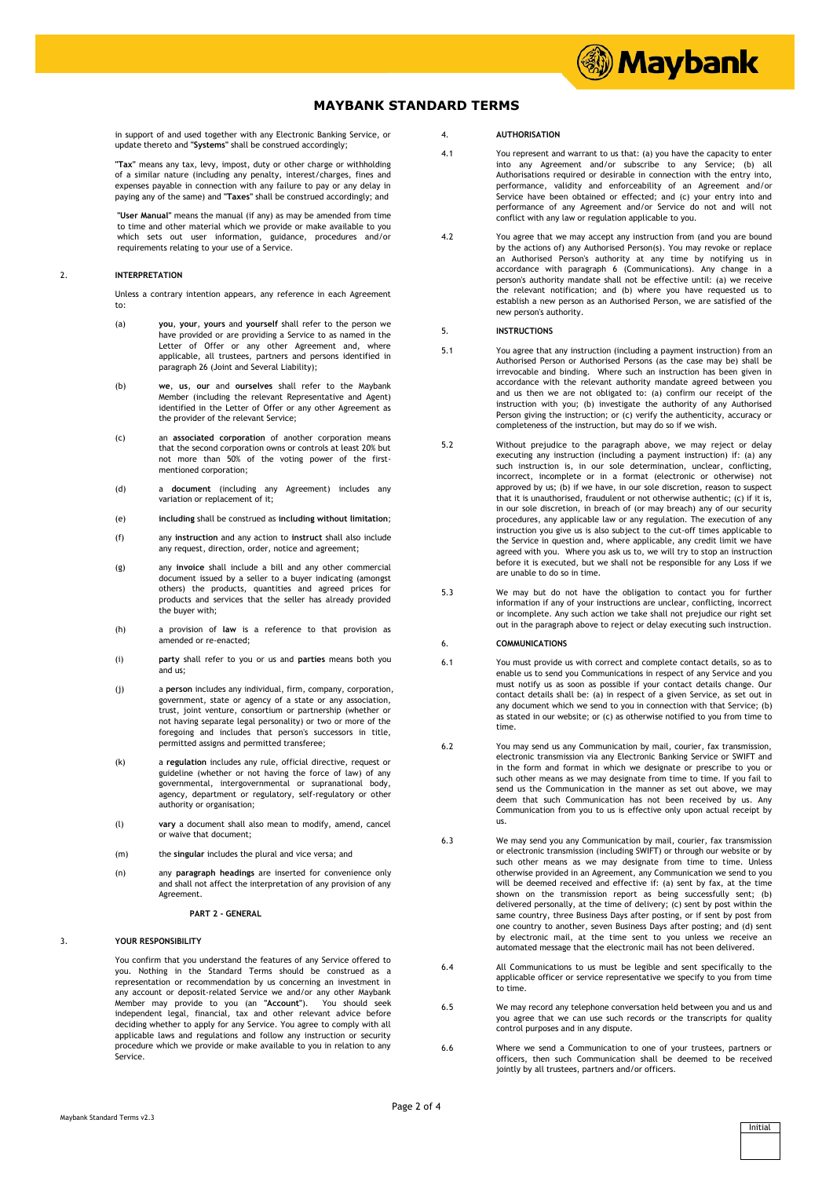in support of and used together with any Electronic Banking Service, or update thereto and "**Systems**" shall be construed accordingly;

"**Tax**" means any tax, levy, impost, duty or other charge or withholding of a similar nature (including any penalty, interest/charges, fines and expenses payable in connection with any failure to pay or any delay in paying any of the same) and "**Taxes**" shall be construed accordingly; and

"**User Manual**" means the manual (if any) as may be amended from time to time and other material which we provide or make available to you which sets out user information, guidance, procedures and/or requirements relating to your use of a Service.

## 2. INTERPRETATION

Unless a contrary intention appears, any reference in each Agreement to:

(a) **you**, **your**, **yours** and **yourself** shall refer to the person we have provided or are providing a Service to as named in the Letter of Offer or any other Agreement and, where applicable, all trustees, partners and persons identified in paragraph 26 (Joint and Several Liability);

(b) **we**, **us**, **our** and **ourselves** shall refer to the Maybank Member (including the relevant Representative and Agent) identified in the Letter of Offer or any other Agreement as the provider of the relevant Service;

(c) an **associated corporation** of another corporation means that the second corporation owns or controls at least 20% but not more than 50% of the voting power of the first-mentioned corporation;

(d) a **document** (including any Agreement) includes any variation or replacement of it;

(e) **including** shall be construed as **including without limitation**;

(f) any **instruction** and any action to **instruct** shall also include any request, direction, order, notice and agreement;

(g) any **invoice** shall include a bill and any other commercial document issued by a seller to a buyer indicating (amongst others) the products, quantities and agreed prices for products and services that the seller has already provided the buyer with;

(h) a provision of **law** is a reference to that provision as amended or re-enacted;

(i) **party** shall refer to you or us and **parties** means both you and us;

(j) a **person** includes any individual, firm, company, corporation, government, state or agency of a state or any association, trust, joint venture, consortium or partnership (whether or not having separate legal personality) or two or more of the foregoing and includes that person's successors in title, permitted assigns and permitted transferee;

(k) a **regulation** includes any rule, official directive, request or guideline (whether or not having the force of law) of any governmental, intergovernmental or supranational body, agency, department or regulatory, self-regulatory or other authority or organisation;

(l) **vary** a document shall also mean to modify, amend, cancel or waive that document;

(m) the **singular** includes the plural and vice versa; and

(n) any **paragraph headings** are inserted for convenience only and shall not affect the interpretation of any provision of any Agreement.

# PART 2 – GENERAL

## 3. YOUR RESPONSIBILITY

You confirm that you understand the features of any Service offered to you. Nothing in the Standard Terms should be construed as a representation or recommendation by us concerning an investment in any account or deposit-related Service we and/or any other Maybank Member may provide to you (an "**Account**"). You should seek independent legal, financial, tax and other relevant advice before deciding whether to apply for any Service. You agree to comply with all applicable laws and regulations and follow any instruction or security procedure which we provide or make available to you in relation to any Service.

## 4. AUTHORISATION

4.1 You represent and warrant to us that: (a) you have the capacity to enter into any Agreement and/or subscribe to any Service; (b) all Authorisations required or desirable in connection with the entry into, performance, validity and enforceability of an Agreement and/or Service have been obtained or effected; and (c) your entry into and performance of any Agreement and/or Service do not and will not conflict with any law or regulation applicable to you.

4.2 You agree that we may accept any instruction from (and you are bound by the actions of) any Authorised Person(s). You may revoke or replace an Authorised Person's authority at any time by notifying us in accordance with paragraph 6 (Communications). Any change in a person's authority mandate shall not be effective until: (a) we receive the relevant notification; and (b) where you have requested us to establish a new person as an Authorised Person, we are satisfied of the new person's authority.

## 5. INSTRUCTIONS

5.1 You agree that any instruction (including a payment instruction) from an Authorised Person or Authorised Persons (as the case may be) shall be irrevocable and binding. Where such an instruction has been given in accordance with the relevant authority mandate agreed between you and us then we are not obligated to: (a) confirm our receipt of the instruction with you; (b) investigate the authority of any Authorised Person giving the instruction; or (c) verify the authenticity, accuracy or completeness of the instruction, but may do so if we wish.

5.2 Without prejudice to the paragraph above, we may reject or delay executing any instruction (including a payment instruction) if: (a) any such instruction is, in our sole determination, unclear, conflicting, incorrect, incomplete or in a format (electronic or otherwise) not approved by us; (b) if we have, in our sole discretion, reason to suspect that it is unauthorised, fraudulent or not otherwise authentic; (c) if it is, in our sole discretion, in breach of (or may breach) any of our security procedures, any applicable law or any regulation. The execution of any instruction you give us is also subject to the cut-off times applicable to the Service in question and, where applicable, any credit limit we have agreed with you. Where you ask us to, we will try to stop an instruction before it is executed, but we shall not be responsible for any Loss if we are unable to do so in time.

5.3 We may but do not have the obligation to contact you for further information if any of your instructions are unclear, conflicting, incorrect or incomplete. Any such action we take shall not prejudice our right set out in the paragraph above to reject or delay executing such instruction.

## 6. COMMUNICATIONS

6.1 You must provide us with correct and complete contact details, so as to enable us to send you Communications in respect of any Service and you must notify us as soon as possible if your contact details change. Our contact details shall be: (a) in respect of a given Service, as set out in any document which we send to you in connection with that Service; (b) as stated in our website; or (c) as otherwise notified to you from time to time.

6.2 You may send us any Communication by mail, courier, fax transmission, electronic transmission via any Electronic Banking Service or SWIFT and in the form and format in which we designate or prescribe to you or such other means as we may designate from time to time. If you fail to send us the Communication in the manner as set out above, we may deem that such Communication has not been received by us. Any Communication from you to us is effective only upon actual receipt by us.

6.3 We may send you any Communication by mail, courier, fax transmission or electronic transmission (including SWIFT) or through our website or by such other means as we may designate from time to time. Unless otherwise provided in an Agreement, any Communication we send to you will be deemed received and effective if: (a) sent by fax, at the time shown on the transmission report as being successfully sent; (b) delivered personally, at the time of delivery; (c) sent by post within the same country, three Business Days after posting, or if sent by post from one country to another, seven Business Days after posting; and (d) sent by electronic mail, at the time sent to you unless we receive an automated message that the electronic mail has not been delivered.

6.4 All Communications to us must be legible and sent specifically to the applicable officer or service representative we specify to you from time to time.

6.5 We may record any telephone conversation held between you and us and you agree that we can use such records or the transcripts for quality control purposes and in any dispute.

6.6 Where we send a Communication to one of your trustees, partners or officers, then such Communication shall be deemed to be received jointly by all trustees, partners and/or officers.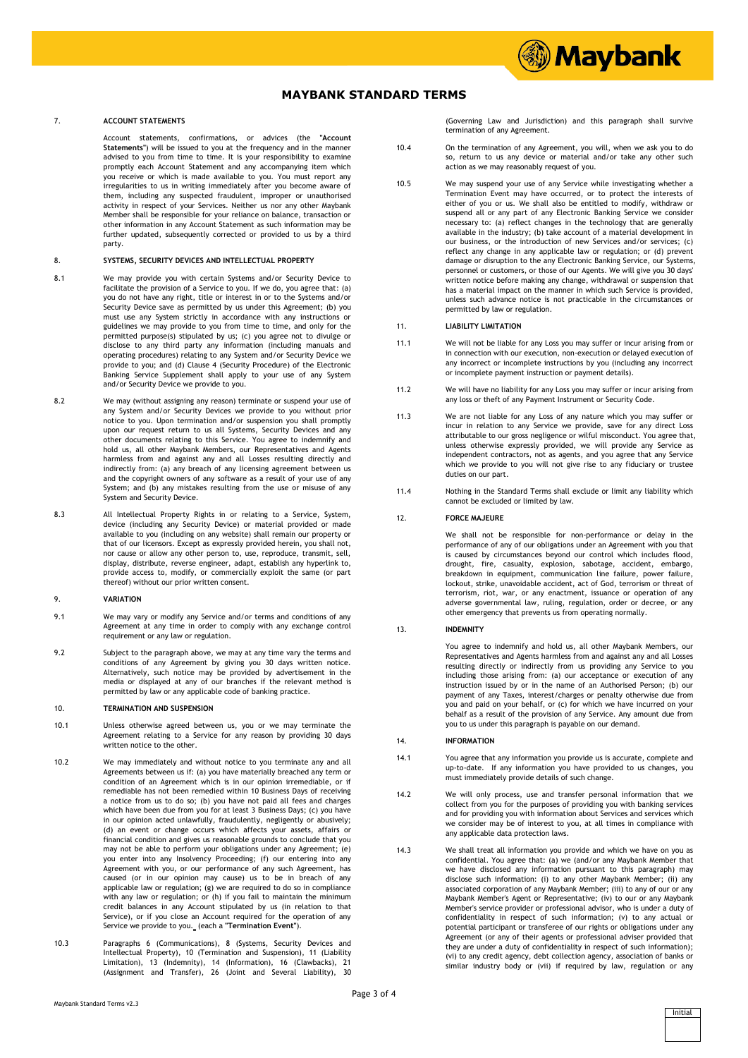# MAYBANK STANDARD TERMS

## 7. ACCOUNT STATEMENTS

Account statements, confirmations, or advices (the "**Account Statements**") will be issued to you at the frequency and in the manner advised to you from time to time. It is your responsibility to examine promptly each Account Statement and any accompanying item which you receive or which is made available to you. You must report any irregularities to us in writing immediately after you become aware of them, including any suspected fraudulent, improper or unauthorised activity in respect of your Services. Neither us nor any other Maybank Member shall be responsible for your reliance on balance, transaction or other information in any Account Statement as such information may be further updated, subsequently corrected or provided to us by a third party.

## 8. SYSTEMS, SECURITY DEVICES AND INTELLECTUAL PROPERTY

8.1 We may provide you with certain Systems and/or Security Device to facilitate the provision of a Service to you. If we do, you agree that: (a) you do not have any right, title or interest in or to the Systems and/or Security Device save as permitted by us under this Agreement; (b) you must use any System strictly in accordance with any instructions or guidelines we may provide to you from time to time, and only for the permitted purpose(s) stipulated by us; (c) you agree not to divulge or disclose to any third party any information (including manuals and operating procedures) relating to any System and/or Security Device we provide to you; and (d) Clause 4 (Security Procedure) of the Electronic Banking Service Supplement shall apply to your use of any System and/or Security Device we provide to you.

8.2 We may (without assigning any reason) terminate or suspend your use of any System and/or Security Devices we provide to you without prior notice to you. Upon termination and/or suspension you shall promptly upon our request return to us all Systems, Security Devices and any other documents relating to this Service. You agree to indemnify and hold us, all other Maybank Members, our Representatives and Agents harmless from and against any and all Losses resulting directly and indirectly from: (a) any breach of any licensing agreement between us and the copyright owners of any software as a result of your use of any System; and (b) any mistakes resulting from the use or misuse of any System and Security Device.

8.3 All Intellectual Property Rights in or relating to a Service, System, device (including any Security Device) or material provided or made available to you (including on any website) shall remain our property or that of our licensors. Except as expressly provided herein, you shall not, nor cause or allow any other person to, use, reproduce, transmit, sell, display, distribute, reverse engineer, adapt, establish any hyperlink to, provide access to, modify, or commercially exploit the same (or part thereof) without our prior written consent.

## 9. VARIATION

9.1 We may vary or modify any Service and/or terms and conditions of any Agreement at any time in order to comply with any exchange control requirement or any law or regulation.

9.2 Subject to the paragraph above, we may at any time vary the terms and conditions of any Agreement by giving you 30 days written notice. Alternatively, such notice may be provided by advertisement in the media or displayed at any of our branches if the relevant method is permitted by law or any applicable code of banking practice.

## 10. TERMINATION AND SUSPENSION

10.1 Unless otherwise agreed between us, you or we may terminate the Agreement relating to a Service for any reason by providing 30 days written notice to the other.

10.2 We may immediately and without notice to you terminate any and all Agreements between us if: (a) you have materially breached any term or condition of an Agreement which is in our opinion irremediable, or if remediable has not been remedied within 10 Business Days of receiving a notice from us to do so; (b) you have not paid all fees and charges which have been due from you for at least 3 Business Days; (c) you have in our opinion acted unlawfully, fraudulently, negligently or abusively; (d) an event or change occurs which affects your assets, affairs or financial condition and gives us reasonable grounds to conclude that you may not be able to perform your obligations under any Agreement; (e) you enter into any Insolvency Proceeding; (f) our entering into any Agreement with you, or our performance of any such Agreement, has caused (or in our opinion may cause) us to be in breach of any applicable law or regulation; (g) we are required to do so in compliance with any law or regulation; or (h) if you fail to maintain the minimum credit balances in any Account stipulated by us (in relation to that Service), or if you close an Account required for the operation of any Service we provide to you. (each a "**Termination Event**").

10.3 Paragraphs 6 (Communications), 8 (Systems, Security Devices and Intellectual Property), 10 (Termination and Suspension), 11 (Liability Limitation), 13 (Indemnity), 14 (Information), 16 (Clawbacks), 21 (Assignment and Transfer), 26 (Joint and Several Liability), 30 (Governing Law and Jurisdiction) and this paragraph shall survive termination of any Agreement.

10.4 On the termination of any Agreement, you will, when we ask you to do so, return to us any device or material and/or take any other such action as we may reasonably request of you.

10.5 We may suspend your use of any Service while investigating whether a Termination Event may have occurred, or to protect the interests of either of you or us. We shall also be entitled to modify, withdraw or suspend all or any part of any Electronic Banking Service we consider necessary to: (a) reflect changes in the technology that are generally available in the industry; (b) take account of a material development in our business, or the introduction of new Services and/or services; (c) reflect any change in any applicable law or regulation; or (d) prevent damage or disruption to the any Electronic Banking Service, our Systems, personnel or customers, or those of our Agents. We will give you 30 days' written notice before making any change, withdrawal or suspension that has a material impact on the manner in which such Service is provided, unless such advance notice is not practicable in the circumstances or permitted by law or regulation.

## 11. LIABILITY LIMITATION

11.1 We will not be liable for any Loss you may suffer or incur arising from or in connection with our execution, non-execution or delayed execution of any incorrect or incomplete instructions by you (including any incorrect or incomplete payment instruction or payment details).

11.2 We will have no liability for any Loss you may suffer or incur arising from any loss or theft of any Payment Instrument or Security Code.

11.3 We are not liable for any Loss of any nature which you may suffer or incur in relation to any Service we provide, save for any direct Loss attributable to our gross negligence or wilful misconduct. You agree that, unless otherwise expressly provided, we will provide any Service as independent contractors, not as agents, and you agree that any Service which we provide to you will not give rise to any fiduciary or trustee duties on our part.

11.4 Nothing in the Standard Terms shall exclude or limit any liability which cannot be excluded or limited by law.

## 12. FORCE MAJEURE

We shall not be responsible for non-performance or delay in the performance of any of our obligations under an Agreement with you that is caused by circumstances beyond our control which includes flood, drought, fire, casualty, explosion, sabotage, accident, embargo, breakdown in equipment, communication line failure, power failure, lockout, strike, unavoidable accident, act of God, terrorism or threat of terrorism, riot, war, or any enactment, issuance or operation of any adverse governmental law, ruling, regulation, order or decree, or any other emergency that prevents us from operating normally.

## 13. INDEMNITY

You agree to indemnify and hold us, all other Maybank Members, our Representatives and Agents harmless from and against any and all Losses resulting directly or indirectly from us providing any Service to you including those arising from: (a) our acceptance or execution of any instruction issued by or in the name of an Authorised Person; (b) our payment of any Taxes, interest/charges or penalty otherwise due from you and paid on your behalf, or (c) for which we have incurred on your behalf as a result of the provision of any Service. Any amount due from you to us under this paragraph is payable on our demand.

## 14. INFORMATION

14.1 You agree that any information you provide us is accurate, complete and up-to-date. If any information you have provided to us changes, you must immediately provide details of such change.

14.2 We will only process, use and transfer personal information that we collect from you for the purposes of providing you with banking services and for providing you with information about Services and services which we consider may be of interest to you, at all times in compliance with any applicable data protection laws.

14.3 We shall treat all information you provide and which we have on you as confidential. You agree that: (a) we (and/or any Maybank Member that we have disclosed any information pursuant to this paragraph) may disclose such information: (i) to any other Maybank Member; (ii) any associated corporation of any Maybank Member; (iii) to any of our or any Maybank Member's Agent or Representative; (iv) to our or any Maybank Member's service provider or professional advisor, who is under a duty of confidentiality in respect of such information; (v) to any actual or potential participant or transferee of our rights or obligations under any Agreement (or any of their agents or professional adviser provided that they are under a duty of confidentiality in respect of such information); (vi) to any credit agency, debt collection agency, association of banks or similar industry body or (vii) if required by law, regulation or any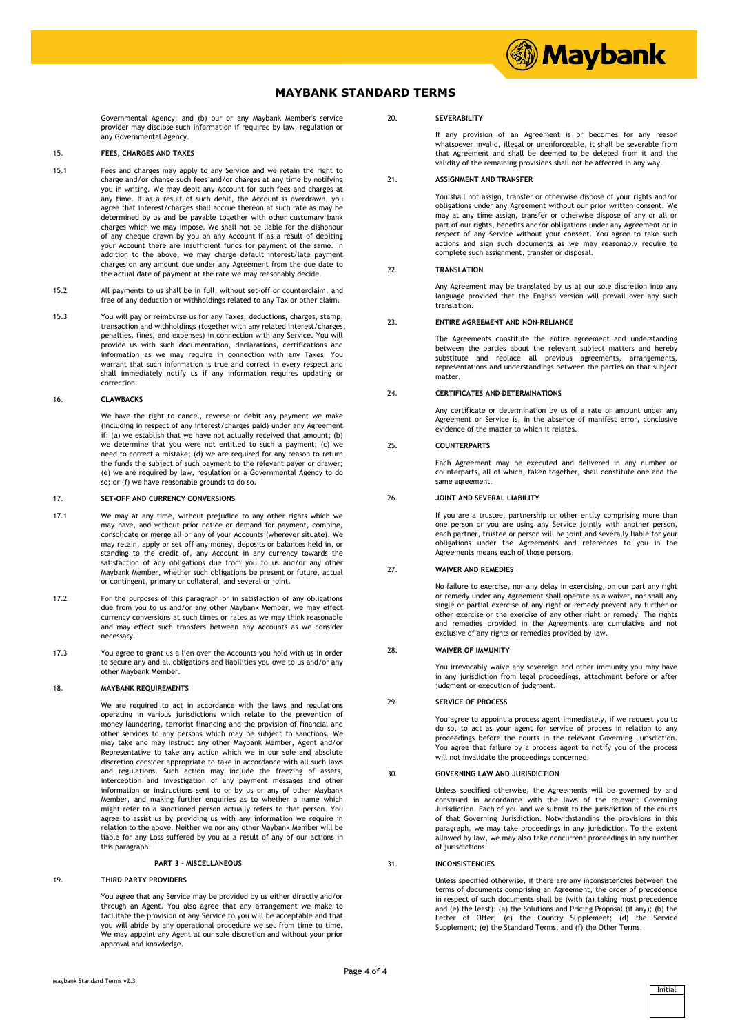# MAYBANK STANDARD TERMS

Governmental Agency; and (b) our or any Maybank Member's service provider may disclose such information if required by law, regulation or any Governmental Agency.

### 15. FEES, CHARGES AND TAXES

15.1 Fees and charges may apply to any Service and we retain the right to charge and/or change such fees and/or charges at any time by notifying you in writing. We may debit any Account for such fees and charges at any time. If as a result of such debit, the Account is overdrawn, you agree that interest/charges shall accrue thereon at such rate as may be determined by us and be payable together with other customary bank charges which we may impose. We shall not be liable for the dishonour of any cheque drawn by you on any Account if as a result of debiting your Account there are insufficient funds for payment of the same. In addition to the above, we may charge default interest/late payment charges on any amount due under any Agreement from the due date to the actual date of payment at the rate we may reasonably decide.

15.2 All payments to us shall be in full, without set-off or counterclaim, and free of any deduction or withholdings related to any Tax or other claim.

15.3 You will pay or reimburse us for any Taxes, deductions, charges, stamp, transaction and withholdings (together with any related interest/charges, penalties, fines, and expenses) in connection with any Service. You will provide us with such documentation, declarations, certifications and information as we may require in connection with any Taxes. You warrant that such information is true and correct in every respect and shall immediately notify us if any information requires updating or correction.

### 16. CLAWBACKS

We have the right to cancel, reverse or debit any payment we make (including in respect of any interest/charges paid) under any Agreement if: (a) we establish that we have not actually received that amount; (b) we determine that you were not entitled to such a payment; (c) we need to correct a mistake; (d) we are required for any reason to return the funds the subject of such payment to the relevant payer or drawer; (e) we are required by law, regulation or a Governmental Agency to do so; or (f) we have reasonable grounds to do so.

### 17. SET-OFF AND CURRENCY CONVERSIONS

17.1 We may at any time, without prejudice to any other rights which we may have, and without prior notice or demand for payment, combine, consolidate or merge all or any of your Accounts (wherever situate). We may retain, apply or set off any money, deposits or balances held in, or standing to the credit of, any Account in any currency towards the satisfaction of any obligations due from you to us and/or any other Maybank Member, whether such obligations be present or future, actual or contingent, primary or collateral, and several or joint.

17.2 For the purposes of this paragraph or in satisfaction of any obligations due from you to us and/or any other Maybank Member, we may effect currency conversions at such times or rates as we may think reasonable and may effect such transfers between any Accounts as we consider necessary.

17.3 You agree to grant us a lien over the Accounts you hold with us in order to secure any and all obligations and liabilities you owe to us and/or any other Maybank Member.

### 18. MAYBANK REQUIREMENTS

We are required to act in accordance with the laws and regulations operating in various jurisdictions which relate to the prevention of money laundering, terrorist financing and the provision of financial and other services to any persons which may be subject to sanctions. We may take and may instruct any other Maybank Member, Agent and/or Representative to take any action which we in our sole and absolute discretion consider appropriate to take in accordance with all such laws and regulations. Such action may include the freezing of assets, interception and investigation of any payment messages and other information or instructions sent to or by us or any of other Maybank Member, and making further enquiries as to whether a name which might refer to a sanctioned person actually refers to that person. You agree to assist us by providing us with any information we require in relation to the above. Neither we nor any other Maybank Member will be liable for any Loss suffered by you as a result of any of our actions in this paragraph.

## PART 3 - MISCELLANEOUS

### 19. THIRD PARTY PROVIDERS

You agree that any Service may be provided by us either directly and/or through an Agent. You also agree that any arrangement we make to facilitate the provision of any Service to you will be acceptable and that you will abide by any operational procedure we set from time to time. We may appoint any Agent at our sole discretion and without your prior approval and knowledge.

### 20. SEVERABILITY

If any provision of an Agreement is or becomes for any reason whatsoever invalid, illegal or unenforceable, it shall be severable from that Agreement and shall be deemed to be deleted from it and the validity of the remaining provisions shall not be affected in any way.

### 21. ASSIGNMENT AND TRANSFER

You shall not assign, transfer or otherwise dispose of your rights and/or obligations under any Agreement without our prior written consent. We may at any time assign, transfer or otherwise dispose of any or all or part of our rights, benefits and/or obligations under any Agreement or in respect of any Service without your consent. You agree to take such actions and sign such documents as we may reasonably require to complete such assignment, transfer or disposal.

### 22. TRANSLATION

Any Agreement may be translated by us at our sole discretion into any language provided that the English version will prevail over any such translation.

### 23. ENTIRE AGREEMENT AND NON-RELIANCE

The Agreements constitute the entire agreement and understanding between the parties about the relevant subject matters and hereby substitute and replace all previous agreements, arrangements, representations and understandings between the parties on that subject matter.

### 24. CERTIFICATES AND DETERMINATIONS

Any certificate or determination by us of a rate or amount under any Agreement or Service is, in the absence of manifest error, conclusive evidence of the matter to which it relates.

### 25. COUNTERPARTS

Each Agreement may be executed and delivered in any number or counterparts, all of which, taken together, shall constitute one and the same agreement.

### 26. JOINT AND SEVERAL LIABILITY

If you are a trustee, partnership or other entity comprising more than one person or you are using any Service jointly with another person, each partner, trustee or person will be joint and severally liable for your obligations under the Agreements and references to you in the Agreements means each of those persons.

### 27. WAIVER AND REMEDIES

No failure to exercise, nor any delay in exercising, on our part any right or remedy under any Agreement shall operate as a waiver, nor shall any single or partial exercise of any right or remedy prevent any further or other exercise or the exercise of any other right or remedy. The rights and remedies provided in the Agreements are cumulative and not exclusive of any rights or remedies provided by law.

### 28. WAIVER OF IMMUNITY

You irrevocably waive any sovereign and other immunity you may have in any jurisdiction from legal proceedings, attachment before or after judgment or execution of judgment.

### 29. SERVICE OF PROCESS

You agree to appoint a process agent immediately, if we request you to do so, to act as your agent for service of process in relation to any proceedings before the courts in the relevant Governing Jurisdiction. You agree that failure by a process agent to notify you of the process will not invalidate the proceedings concerned.

### 30. GOVERNING LAW AND JURISDICTION

Unless specified otherwise, the Agreements will be governed by and construed in accordance with the laws of the relevant Governing Jurisdiction. Each of you and we submit to the jurisdiction of the courts of that Governing Jurisdiction. Notwithstanding the provisions in this paragraph, we may take proceedings in any jurisdiction. To the extent allowed by law, we may also take concurrent proceedings in any number of jurisdictions.

### 31. INCONSISTENCIES

Unless specified otherwise, if there are any inconsistencies between the terms of documents comprising an Agreement, the order of precedence in respect of such documents shall be (with (a) taking most precedence and (e) the least): (a) the Solutions and Pricing Proposal (if any); (b) the Letter of Offer; (c) the Country Supplement; (d) the Service Supplement; (e) the Standard Terms; and (f) the Other Terms.

Initial